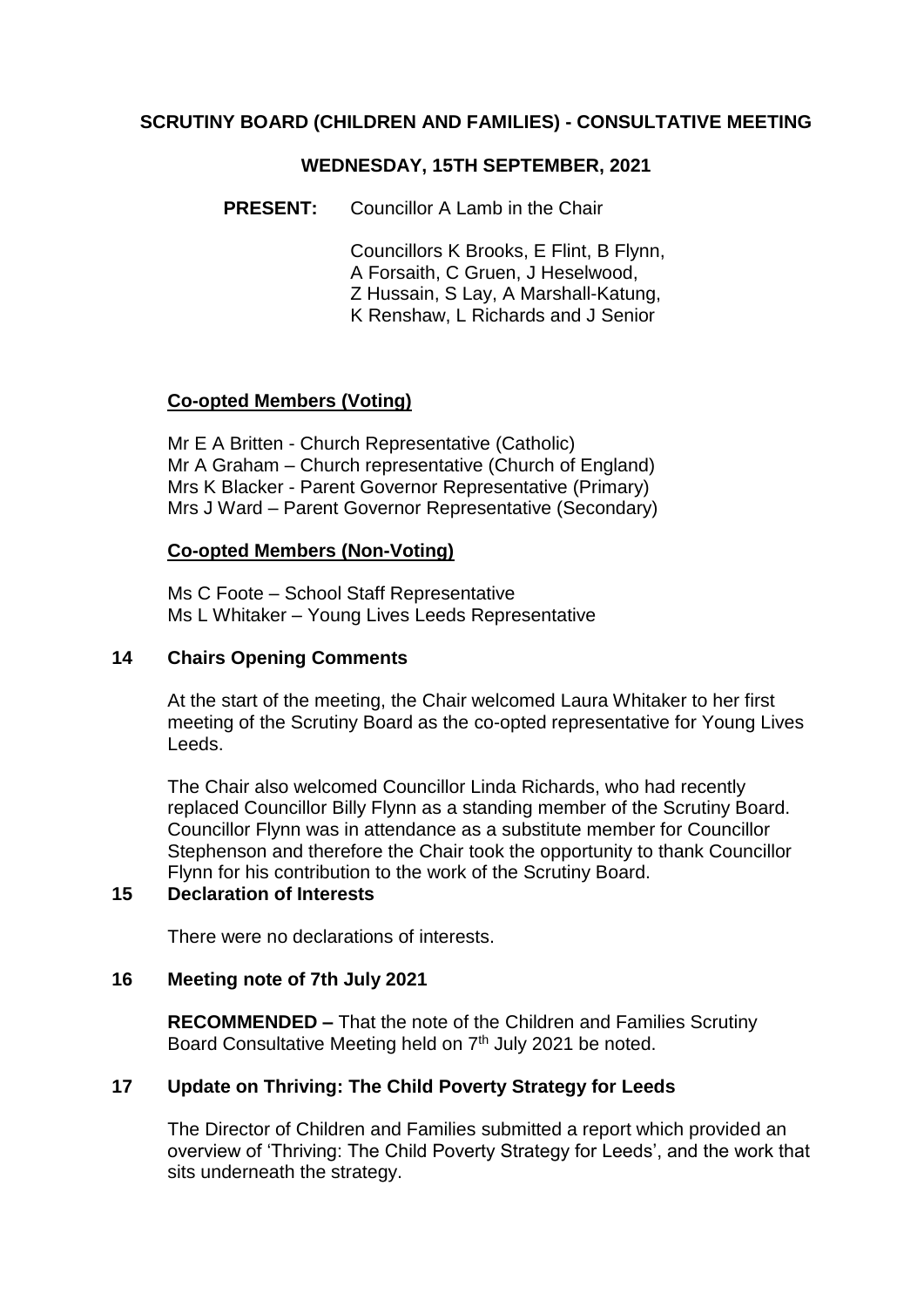# SCRUTINY BOARD (CHILDREN AND FAMILIES) - CONSULTATIVE MEETING

## WEDNESDAY, 15TH SEPTEMBER, 2021

**PRESENT:** Councillor A Lamb in the Chair

Councillors K Brooks, E Flint, B Flynn, A Forsaith, C Gruen, J Heselwood, Z Hussain, S Lay, A Marshall-Katung, K Renshaw, L Richards and J Senior

**Co-opted Members (Voting)**

Mr E A Britten - Church Representative (Catholic)
Mr A Graham – Church representative (Church of England)
Mrs K Blacker - Parent Governor Representative (Primary)
Mrs J Ward – Parent Governor Representative (Secondary)

**Co-opted Members (Non-Voting)**

Ms C Foote – School Staff Representative
Ms L Whitaker – Young Lives Leeds Representative

### 14 Chairs Opening Comments

At the start of the meeting, the Chair welcomed Laura Whitaker to her first meeting of the Scrutiny Board as the co-opted representative for Young Lives Leeds.

The Chair also welcomed Councillor Linda Richards, who had recently replaced Councillor Billy Flynn as a standing member of the Scrutiny Board. Councillor Flynn was in attendance as a substitute member for Councillor Stephenson and therefore the Chair took the opportunity to thank Councillor Flynn for his contribution to the work of the Scrutiny Board.

### 15 Declaration of Interests

There were no declarations of interests.

### 16 Meeting note of 7th July 2021

**RECOMMENDED –** That the note of the Children and Families Scrutiny Board Consultative Meeting held on 7th July 2021 be noted.

### 17 Update on Thriving: The Child Poverty Strategy for Leeds

The Director of Children and Families submitted a report which provided an overview of 'Thriving: The Child Poverty Strategy for Leeds', and the work that sits underneath the strategy.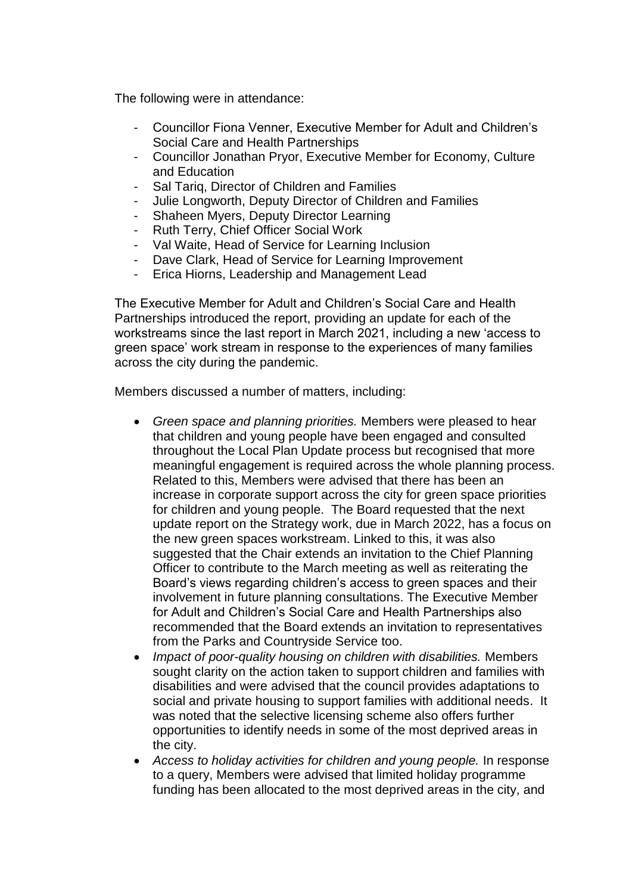The following were in attendance:

- Councillor Fiona Venner, Executive Member for Adult and Children's Social Care and Health Partnerships
- Councillor Jonathan Pryor, Executive Member for Economy, Culture and Education
- Sal Tariq, Director of Children and Families
- Julie Longworth, Deputy Director of Children and Families
- Shaheen Myers, Deputy Director Learning
- Ruth Terry, Chief Officer Social Work
- Val Waite, Head of Service for Learning Inclusion
- Dave Clark, Head of Service for Learning Improvement
- Erica Hiorns, Leadership and Management Lead

The Executive Member for Adult and Children's Social Care and Health Partnerships introduced the report, providing an update for each of the workstreams since the last report in March 2021, including a new 'access to green space' work stream in response to the experiences of many families across the city during the pandemic.

Members discussed a number of matters, including:

- *Green space and planning priorities.* Members were pleased to hear that children and young people have been engaged and consulted throughout the Local Plan Update process but recognised that more meaningful engagement is required across the whole planning process. Related to this, Members were advised that there has been an increase in corporate support across the city for green space priorities for children and young people. The Board requested that the next update report on the Strategy work, due in March 2022, has a focus on the new green spaces workstream. Linked to this, it was also suggested that the Chair extends an invitation to the Chief Planning Officer to contribute to the March meeting as well as reiterating the Board's views regarding children's access to green spaces and their involvement in future planning consultations. The Executive Member for Adult and Children's Social Care and Health Partnerships also recommended that the Board extends an invitation to representatives from the Parks and Countryside Service too.
- *Impact of poor-quality housing on children with disabilities.* Members sought clarity on the action taken to support children and families with disabilities and were advised that the council provides adaptations to social and private housing to support families with additional needs. It was noted that the selective licensing scheme also offers further opportunities to identify needs in some of the most deprived areas in the city.
- *Access to holiday activities for children and young people.* In response to a query, Members were advised that limited holiday programme funding has been allocated to the most deprived areas in the city, and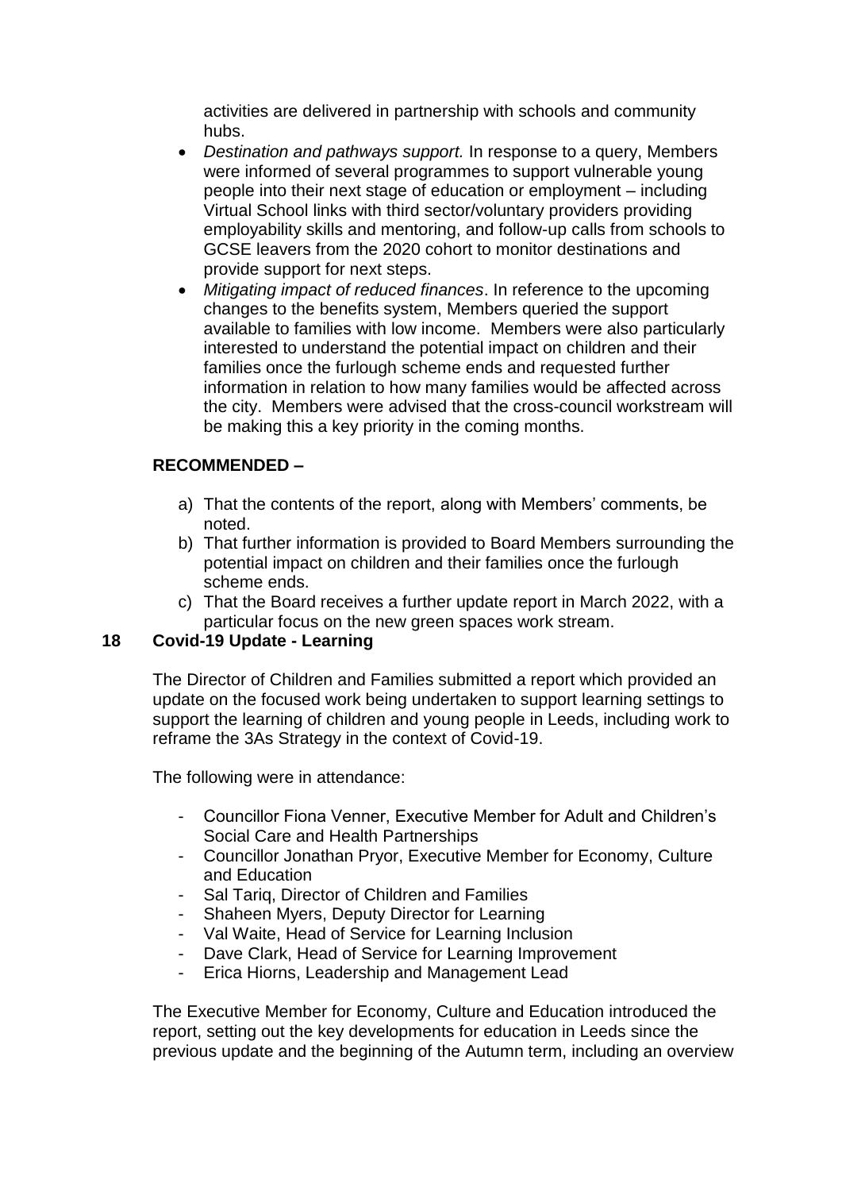activities are delivered in partnership with schools and community hubs.

- *Destination and pathways support.* In response to a query, Members were informed of several programmes to support vulnerable young people into their next stage of education or employment – including Virtual School links with third sector/voluntary providers providing employability skills and mentoring, and follow-up calls from schools to GCSE leavers from the 2020 cohort to monitor destinations and provide support for next steps.
- *Mitigating impact of reduced finances*. In reference to the upcoming changes to the benefits system, Members queried the support available to families with low income. Members were also particularly interested to understand the potential impact on children and their families once the furlough scheme ends and requested further information in relation to how many families would be affected across the city. Members were advised that the cross-council workstream will be making this a key priority in the coming months.

**RECOMMENDED –**

a) That the contents of the report, along with Members' comments, be noted.
b) That further information is provided to Board Members surrounding the potential impact on children and their families once the furlough scheme ends.
c) That the Board receives a further update report in March 2022, with a particular focus on the new green spaces work stream.

## 18 Covid-19 Update - Learning

The Director of Children and Families submitted a report which provided an update on the focused work being undertaken to support learning settings to support the learning of children and young people in Leeds, including work to reframe the 3As Strategy in the context of Covid-19.

The following were in attendance:

- Councillor Fiona Venner, Executive Member for Adult and Children's Social Care and Health Partnerships
- Councillor Jonathan Pryor, Executive Member for Economy, Culture and Education
- Sal Tariq, Director of Children and Families
- Shaheen Myers, Deputy Director for Learning
- Val Waite, Head of Service for Learning Inclusion
- Dave Clark, Head of Service for Learning Improvement
- Erica Hiorns, Leadership and Management Lead

The Executive Member for Economy, Culture and Education introduced the report, setting out the key developments for education in Leeds since the previous update and the beginning of the Autumn term, including an overview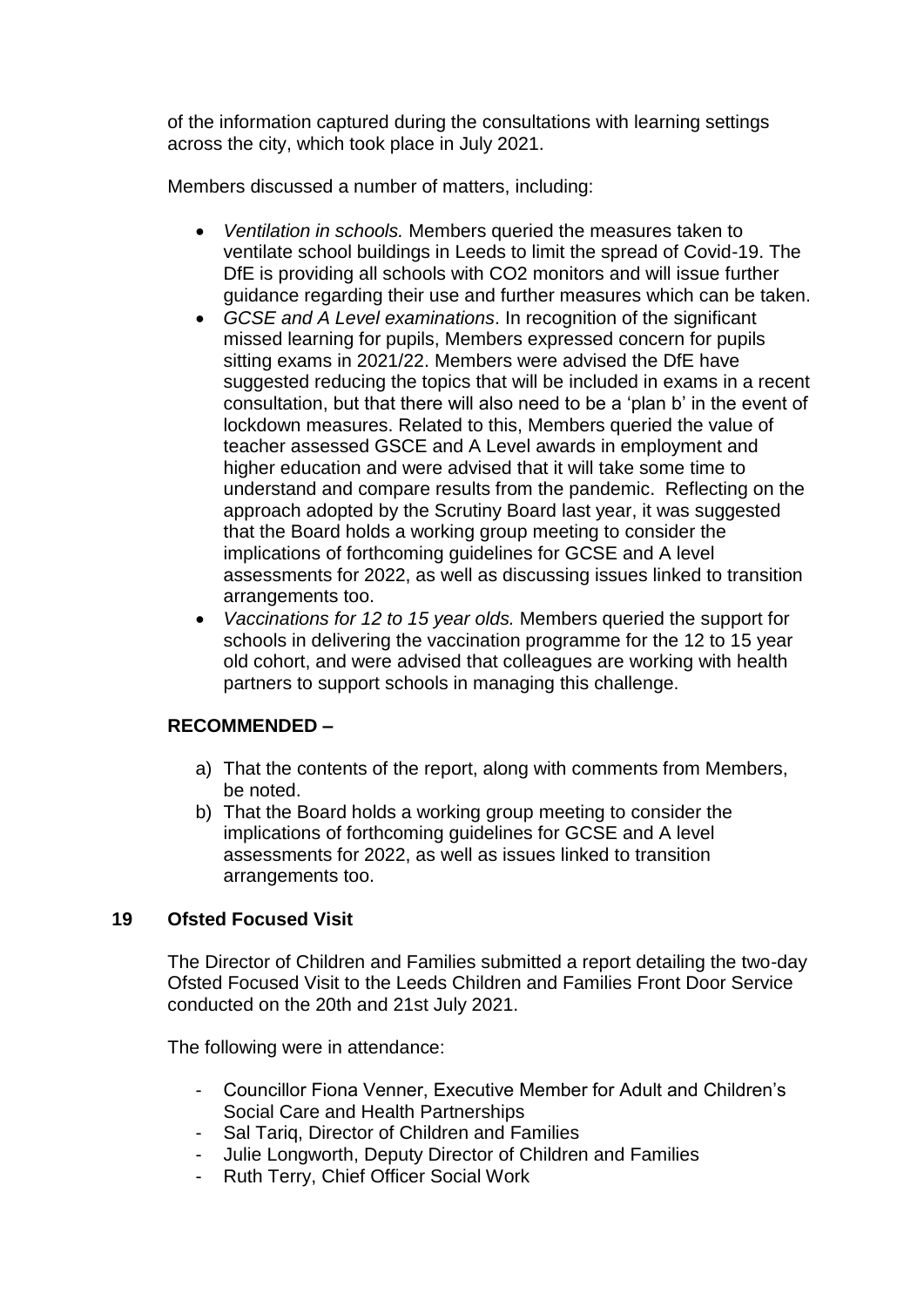of the information captured during the consultations with learning settings across the city, which took place in July 2021.

Members discussed a number of matters, including:

- *Ventilation in schools.* Members queried the measures taken to ventilate school buildings in Leeds to limit the spread of Covid-19. The DfE is providing all schools with $CO_2$ monitors and will issue further guidance regarding their use and further measures which can be taken.
- *GCSE and A Level examinations*. In recognition of the significant missed learning for pupils, Members expressed concern for pupils sitting exams in 2021/22. Members were advised the DfE have suggested reducing the topics that will be included in exams in a recent consultation, but that there will also need to be a 'plan b' in the event of lockdown measures. Related to this, Members queried the value of teacher assessed GSCE and A Level awards in employment and higher education and were advised that it will take some time to understand and compare results from the pandemic. Reflecting on the approach adopted by the Scrutiny Board last year, it was suggested that the Board holds a working group meeting to consider the implications of forthcoming guidelines for GCSE and A level assessments for 2022, as well as discussing issues linked to transition arrangements too.
- *Vaccinations for 12 to 15 year olds.* Members queried the support for schools in delivering the vaccination programme for the 12 to 15 year old cohort, and were advised that colleagues are working with health partners to support schools in managing this challenge.

**RECOMMENDED –**

a) That the contents of the report, along with comments from Members, be noted.
b) That the Board holds a working group meeting to consider the implications of forthcoming guidelines for GCSE and A level assessments for 2022, as well as issues linked to transition arrangements too.

## 19 Ofsted Focused Visit

The Director of Children and Families submitted a report detailing the two-day Ofsted Focused Visit to the Leeds Children and Families Front Door Service conducted on the 20th and 21st July 2021.

The following were in attendance:

- Councillor Fiona Venner, Executive Member for Adult and Children's Social Care and Health Partnerships
- Sal Tariq, Director of Children and Families
- Julie Longworth, Deputy Director of Children and Families
- Ruth Terry, Chief Officer Social Work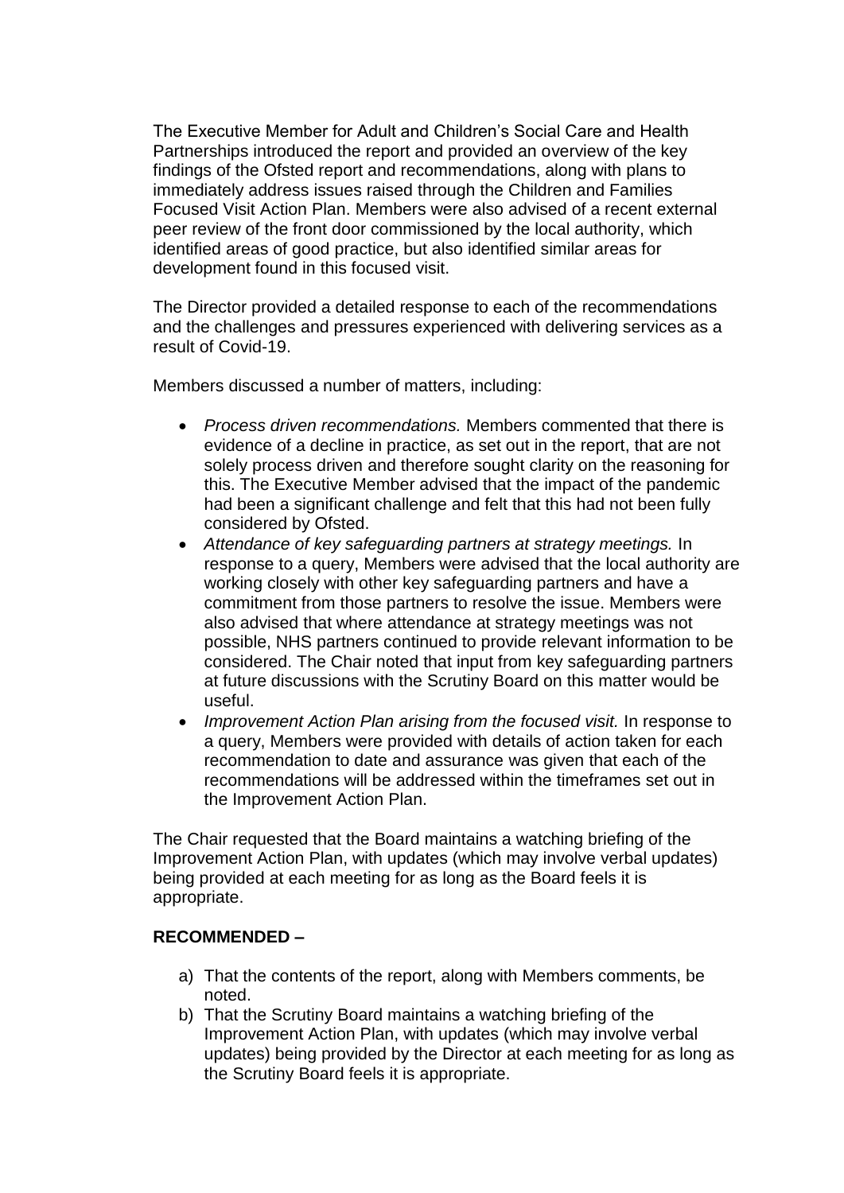The Executive Member for Adult and Children's Social Care and Health Partnerships introduced the report and provided an overview of the key findings of the Ofsted report and recommendations, along with plans to immediately address issues raised through the Children and Families Focused Visit Action Plan. Members were also advised of a recent external peer review of the front door commissioned by the local authority, which identified areas of good practice, but also identified similar areas for development found in this focused visit.

The Director provided a detailed response to each of the recommendations and the challenges and pressures experienced with delivering services as a result of Covid-19.

Members discussed a number of matters, including:

- *Process driven recommendations.* Members commented that there is evidence of a decline in practice, as set out in the report, that are not solely process driven and therefore sought clarity on the reasoning for this. The Executive Member advised that the impact of the pandemic had been a significant challenge and felt that this had not been fully considered by Ofsted.
- *Attendance of key safeguarding partners at strategy meetings.* In response to a query, Members were advised that the local authority are working closely with other key safeguarding partners and have a commitment from those partners to resolve the issue. Members were also advised that where attendance at strategy meetings was not possible, NHS partners continued to provide relevant information to be considered. The Chair noted that input from key safeguarding partners at future discussions with the Scrutiny Board on this matter would be useful.
- *Improvement Action Plan arising from the focused visit.* In response to a query, Members were provided with details of action taken for each recommendation to date and assurance was given that each of the recommendations will be addressed within the timeframes set out in the Improvement Action Plan.

The Chair requested that the Board maintains a watching briefing of the Improvement Action Plan, with updates (which may involve verbal updates) being provided at each meeting for as long as the Board feels it is appropriate.

**RECOMMENDED –**

a) That the contents of the report, along with Members comments, be noted.
b) That the Scrutiny Board maintains a watching briefing of the Improvement Action Plan, with updates (which may involve verbal updates) being provided by the Director at each meeting for as long as the Scrutiny Board feels it is appropriate.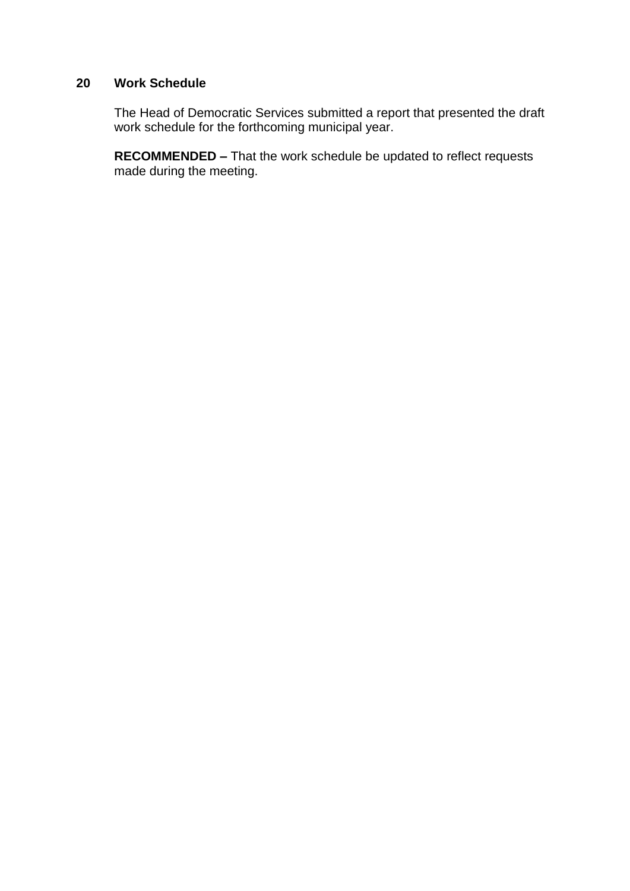## 20 Work Schedule

The Head of Democratic Services submitted a report that presented the draft work schedule for the forthcoming municipal year.

**RECOMMENDED –** That the work schedule be updated to reflect requests made during the meeting.